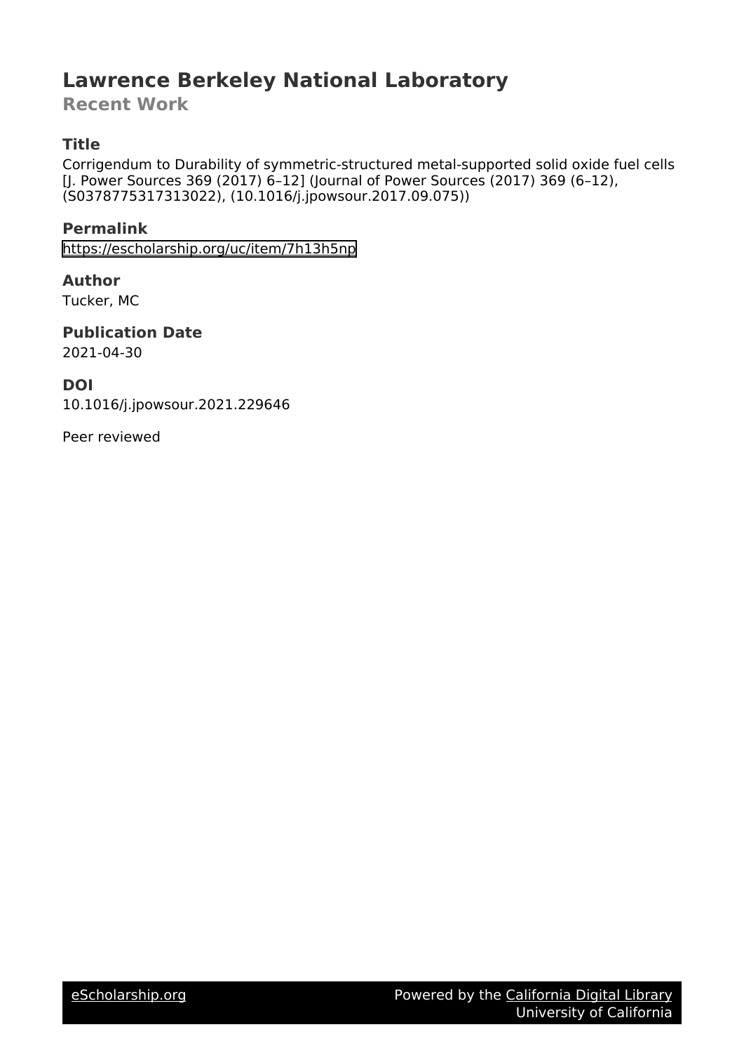# Lawrence Berkeley National Laboratory

## Recent Work

### Title

Corrigendum to Durability of symmetric-structured metal-supported solid oxide fuel cells [J. Power Sources 369 (2017) 6–12] (Journal of Power Sources (2017) 369 (6–12), (S0378775317313022), (10.1016/j.jpowsour.2017.09.075))

### Permalink

https://escholarship.org/uc/item/7h13h5np

### Author

Tucker, MC

### Publication Date

2021-04-30

### DOI

10.1016/j.jpowsour.2021.229646

Peer reviewed

eScholarship.org | Powered by the California Digital Library, University of California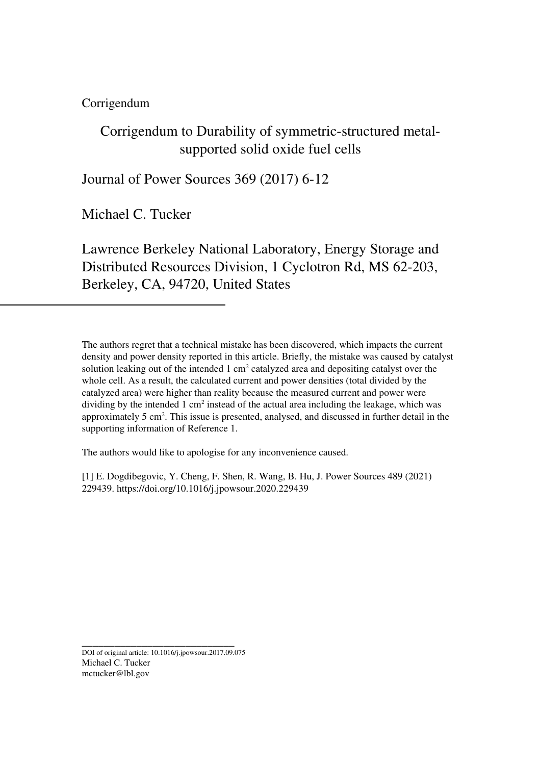Corrigendum

# Corrigendum to Durability of symmetric-structured metal-supported solid oxide fuel cells

Journal of Power Sources 369 (2017) 6-12

Michael C. Tucker

Lawrence Berkeley National Laboratory, Energy Storage and Distributed Resources Division, 1 Cyclotron Rd, MS 62-203, Berkeley, CA, 94720, United States

---

The authors regret that a technical mistake has been discovered, which impacts the current density and power density reported in this article. Briefly, the mistake was caused by catalyst solution leaking out of the intended 1 $cm^2$ catalyzed area and depositing catalyst over the whole cell. As a result, the calculated current and power densities (total divided by the catalyzed area) were higher than reality because the measured current and power were dividing by the intended 1 $cm^2$ instead of the actual area including the leakage, which was approximately 5 $cm^2$. This issue is presented, analysed, and discussed in further detail in the supporting information of Reference 1.

The authors would like to apologise for any inconvenience caused.

[1] E. Dogdibegovic, Y. Cheng, F. Shen, R. Wang, B. Hu, J. Power Sources 489 (2021) 229439. https://doi.org/10.1016/j.jpowsour.2020.229439

---

DOI of original article: 10.1016/j.jpowsour.2017.09.075
Michael C. Tucker
mctucker@lbl.gov